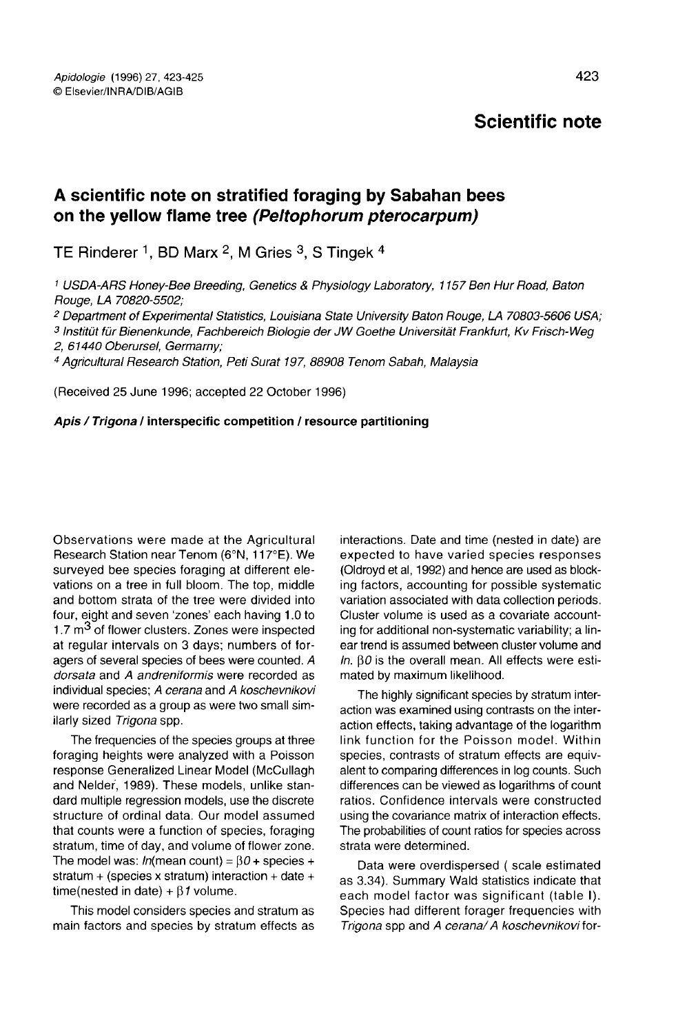# Scientific note

## A scientific note on stratified foraging by Sabahan bees on the yellow flame tree *(Peltophorum pterocarpum)*

TE Rinderer [1], BD Marx [2], M Gries [3], S Tingek [4]

[1] USDA-ARS Honey-Bee Breeding, Genetics & Physiology Laboratory, 1157 Ben Hur Road, Baton Rouge, LA 70820-5502;

[2] Department of Experimental Statistics, Louisiana State University Baton Rouge, LA 70803-5606 USA;

[3] Institüt für Bienenkunde, Fachbereich Biologie der JW Goethe Universität Frankfurt, Kv Frisch-Weg 2, 61440 Oberursel, Germarny;

[4] Agricultural Research Station, Peti Surat 197, 88908 Tenom Sabah, Malaysia

(Received 25 June 1996; accepted 22 October 1996)

***Apis / Trigona* / interspecific competition / resource partitioning**

Observations were made at the Agricultural Research Station near Tenom (6°N, 117°E). We surveyed bee species foraging at different elevations on a tree in full bloom. The top, middle and bottom strata of the tree were divided into four, eight and seven 'zones' each having 1.0 to 1.7 $m^3$ of flower clusters. Zones were inspected at regular intervals on 3 days; numbers of foragers of several species of bees were counted. *A dorsata* and *A andreniformis* were recorded as individual species; *A cerana* and *A koschevnikovi* were recorded as a group as were two small similarly sized *Trigona* spp.

The frequencies of the species groups at three foraging heights were analyzed with a Poisson response Generalized Linear Model (McCullagh and Nelder, 1989). These models, unlike standard multiple regression models, use the discrete structure of ordinal data. Our model assumed that counts were a function of species, foraging stratum, time of day, and volume of flower zone. The model was: *ln*(mean count) = $\beta 0$ + species + stratum + (species x stratum) interaction + date + time(nested in date) + $\beta 1$ volume.

This model considers species and stratum as main factors and species by stratum effects as interactions. Date and time (nested in date) are expected to have varied species responses (Oldroyd et al, 1992) and hence are used as blocking factors, accounting for possible systematic variation associated with data collection periods. Cluster volume is used as a covariate accounting for additional non-systematic variability; a linear trend is assumed between cluster volume and *ln*. $\beta 0$ is the overall mean. All effects were estimated by maximum likelihood.

The highly significant species by stratum interaction was examined using contrasts on the interaction effects, taking advantage of the logarithm link function for the Poisson model. Within species, contrasts of stratum effects are equivalent to comparing differences in log counts. Such differences can be viewed as logarithms of count ratios. Confidence intervals were constructed using the covariance matrix of interaction effects. The probabilities of count ratios for species across strata were determined.

Data were overdispersed ( scale estimated as 3.34). Summary Wald statistics indicate that each model factor was significant (table I). Species had different forager frequencies with *Trigona* spp and *A cerana/ A koschevnikovi* for-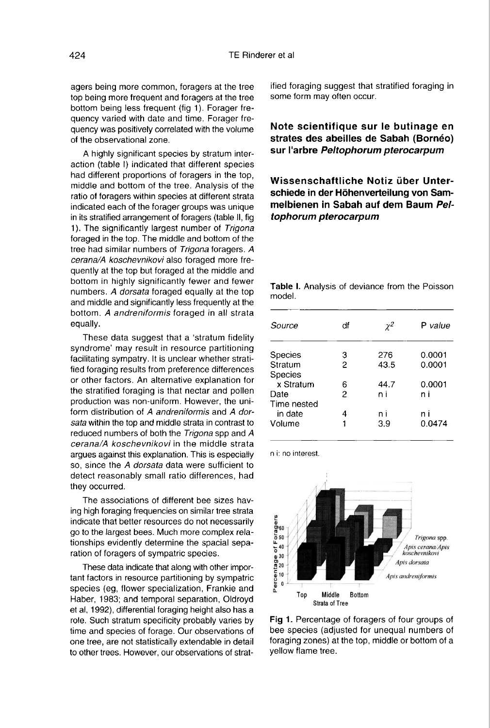agers being more common, foragers at the tree top being more frequent and foragers at the tree bottom being less frequent (fig 1). Forager frequency varied with date and time. Forager frequency was positively correlated with the volume of the observational zone.

A highly significant species by stratum interaction (table I) indicated that different species had different proportions of foragers in the top, middle and bottom of the tree. Analysis of the ratio of foragers within species at different strata indicated each of the forager groups was unique in its stratified arrangement of foragers (table II, fig 1). The significantly largest number of *Trigona* foraged in the top. The middle and bottom of the tree had similar numbers of *Trigona* foragers. *A cerana/A koschevnikovi* also foraged more frequently at the top but foraged at the middle and bottom in highly significantly fewer and fewer numbers. *A dorsata* foraged equally at the top and middle and significantly less frequently at the bottom. *A andreniformis* foraged in all strata equally.

These data suggest that a 'stratum fidelity syndrome' may result in resource partitioning facilitating sympatry. It is unclear whether stratified foraging results from preference differences or other factors. An alternative explanation for the stratified foraging is that nectar and pollen production was non-uniform. However, the uniform distribution of *A andreniformis* and *A dorsata* within the top and middle strata in contrast to reduced numbers of both the *Trigona* spp and *A cerana/A koschevnikovi* in the middle strata argues against this explanation. This is especially so, since the *A dorsata* data were sufficient to detect reasonably small ratio differences, had they occurred.

The associations of different bee sizes having high foraging frequencies on similar tree strata indicate that better resources do not necessarily go to the largest bees. Much more complex relationships evidently determine the spacial separation of foragers of sympatric species.

These data indicate that along with other important factors in resource partitioning by sympatric species (eg, flower specialization, Frankie and Haber, 1983; and temporal separation, Oldroyd et al, 1992), differential foraging height also has a role. Such stratum specificity probably varies by time and species of forage. Our observations of one tree, are not statistically extendable in detail to other trees. However, our observations of stratified foraging suggest that stratified foraging in some form may often occur.

## Note scientifique sur le butinage en strates des abeilles de Sabah (Bornéo) sur l'arbre *Peltophorum pterocarpum*

## Wissenschaftliche Notiz über Unterschiede in der Höhenverteilung von Sammelbienen in Sabah auf dem Baum *Peltophorum pterocarpum*

**Table I.** Analysis of deviance from the Poisson model.

| *Source* | df | $\chi^2$ | P *value* |
|---|---|---|---|
| Species | 3 | 276 | 0.0001 |
| Stratum | 2 | 43.5 | 0.0001 |
| Species x Stratum | 6 | 44.7 | 0.0001 |
| Date | 2 | n i | n i |
| Time nested in date | 4 | n i | n i |
| Volume | 1 | 3.9 | 0.0474 |

n i: no interest.

**Fig 1.** Percentage of foragers of four groups of bee species (adjusted for unequal numbers of foraging zones) at the top, middle or bottom of a yellow flame tree.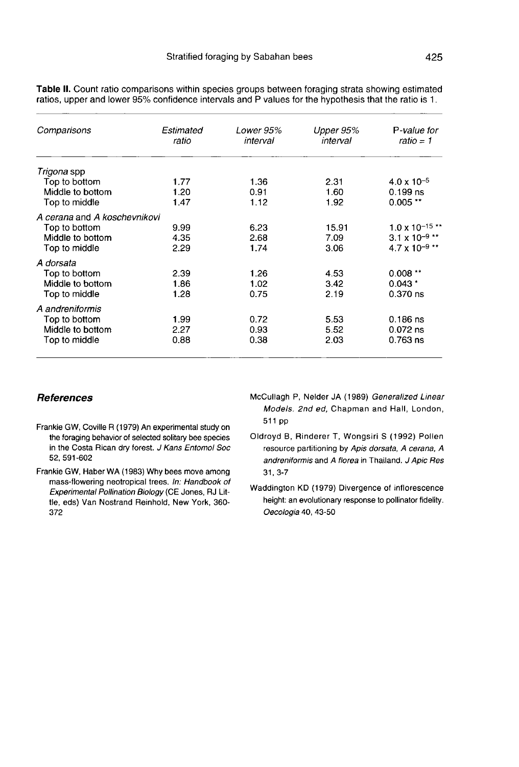**Table II.** Count ratio comparisons within species groups between foraging strata showing estimated ratios, upper and lower 95% confidence intervals and P values for the hypothesis that the ratio is 1.

| *Comparisons* | *Estimated ratio* | *Lower 95% interval* | *Upper 95% interval* | *P-value for ratio = 1* |
|---|---|---|---|---|
| *Trigona* spp | | | | |
| Top to bottom | 1.77 | 1.36 | 2.31 | $4.0 \times 10^{-5}$ |
| Middle to bottom | 1.20 | 0.91 | 1.60 | 0.199 ns |
| Top to middle | 1.47 | 1.12 | 1.92 | 0.005 ** |
| *A cerana* and *A koschevnikovi* | | | | |
| Top to bottom | 9.99 | 6.23 | 15.91 | $1.0 \times 10^{-15}$ ** |
| Middle to bottom | 4.35 | 2.68 | 7.09 | $3.1 \times 10^{-9}$ ** |
| Top to middle | 2.29 | 1.74 | 3.06 | $4.7 \times 10^{-9}$ ** |
| *A dorsata* | | | | |
| Top to bottom | 2.39 | 1.26 | 4.53 | 0.008 ** |
| Middle to bottom | 1.86 | 1.02 | 3.42 | 0.043 * |
| Top to middle | 1.28 | 0.75 | 2.19 | 0.370 ns |
| *A andreniformis* | | | | |
| Top to bottom | 1.99 | 0.72 | 5.53 | 0.186 ns |
| Middle to bottom | 2.27 | 0.93 | 5.52 | 0.072 ns |
| Top to middle | 0.88 | 0.38 | 2.03 | 0.763 ns |

## References

Frankie GW, Coville R (1979) An experimental study on the foraging behavior of selected solitary bee species in the Costa Rican dry forest. *J Kans Entomol Soc* 52, 591-602

Frankie GW, Haber WA (1983) Why bees move among mass-flowering neotropical trees. *In: Handbook of Experimental Pollination Biology* (CE Jones, RJ Little, eds) Van Nostrand Reinhold, New York, 360-372

McCullagh P, Nelder JA (1989) *Generalized Linear Models. 2nd ed,* Chapman and Hall, London, 511 pp

Oldroyd B, Rinderer T, Wongsiri S (1992) Pollen resource partitioning by *Apis dorsata, A cerana, A andreniformis* and *A florea* in Thailand. *J Apic Res* 31, 3-7

Waddington KD (1979) Divergence of inflorescence height: an evolutionary response to pollinator fidelity. *Oecologia* 40, 43-50